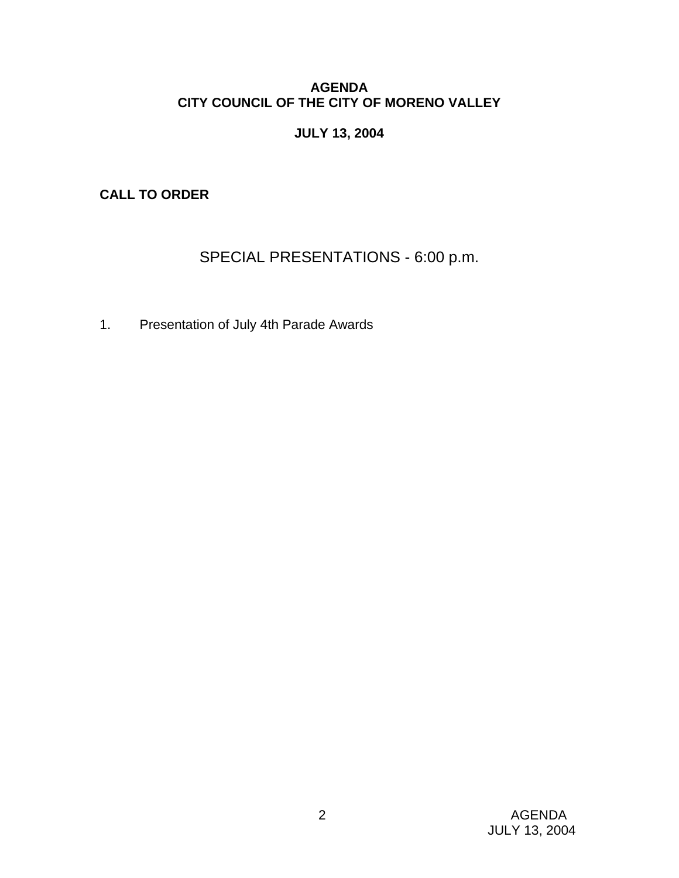# AGENDA
# CITY COUNCIL OF THE CITY OF MORENO VALLEY

**JULY 13, 2004**

**CALL TO ORDER**

## SPECIAL PRESENTATIONS - 6:00 p.m.

1. Presentation of July 4th Parade Awards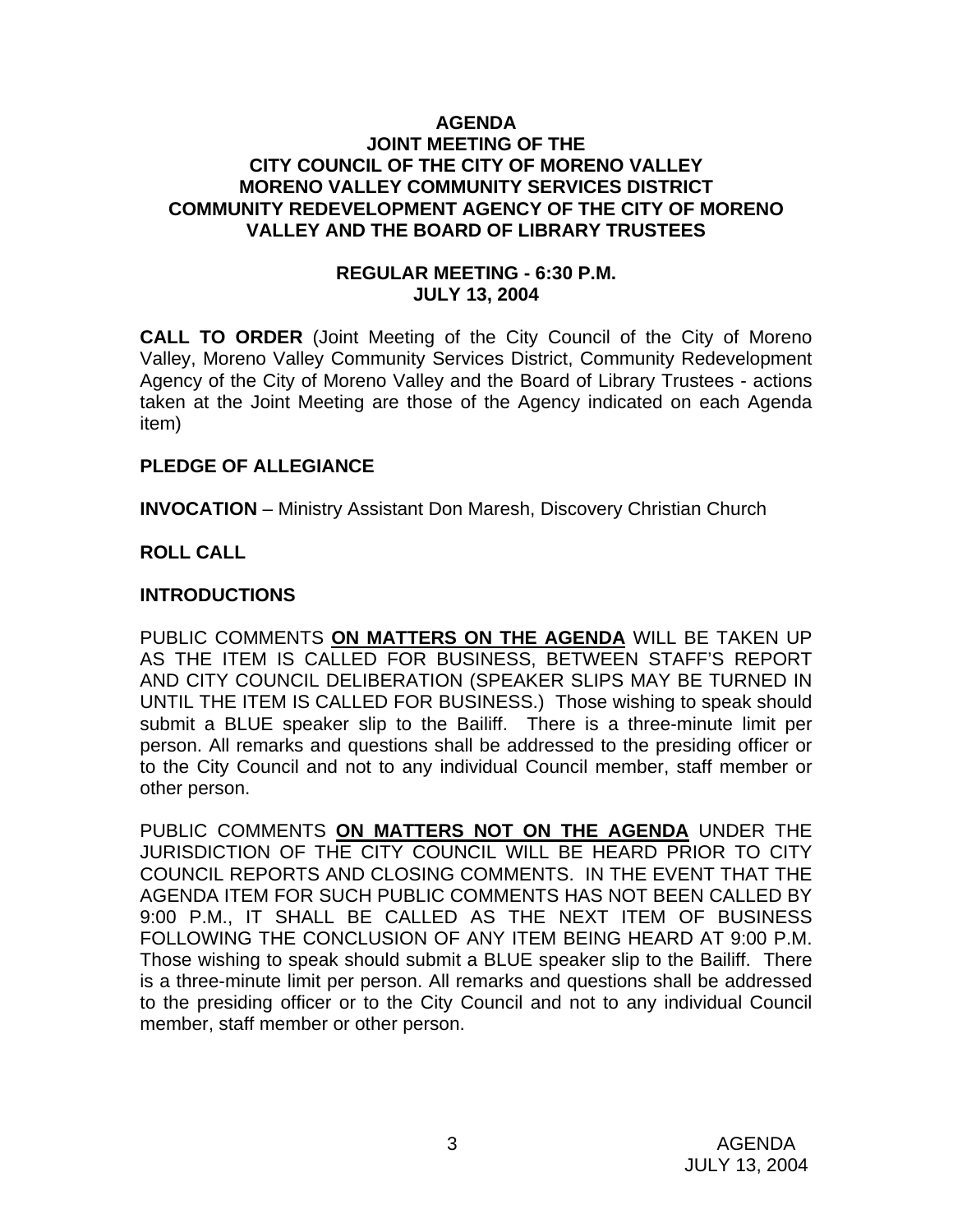# AGENDA
## JOINT MEETING OF THE CITY COUNCIL OF THE CITY OF MORENO VALLEY MORENO VALLEY COMMUNITY SERVICES DISTRICT COMMUNITY REDEVELOPMENT AGENCY OF THE CITY OF MORENO VALLEY AND THE BOARD OF LIBRARY TRUSTEES

### REGULAR MEETING - 6:30 P.M.
### JULY 13, 2004

**CALL TO ORDER** (Joint Meeting of the City Council of the City of Moreno Valley, Moreno Valley Community Services District, Community Redevelopment Agency of the City of Moreno Valley and the Board of Library Trustees - actions taken at the Joint Meeting are those of the Agency indicated on each Agenda item)

**PLEDGE OF ALLEGIANCE**

**INVOCATION** – Ministry Assistant Don Maresh, Discovery Christian Church

**ROLL CALL**

**INTRODUCTIONS**

PUBLIC COMMENTS **ON MATTERS ON THE AGENDA** WILL BE TAKEN UP AS THE ITEM IS CALLED FOR BUSINESS, BETWEEN STAFF'S REPORT AND CITY COUNCIL DELIBERATION (SPEAKER SLIPS MAY BE TURNED IN UNTIL THE ITEM IS CALLED FOR BUSINESS.) Those wishing to speak should submit a BLUE speaker slip to the Bailiff. There is a three-minute limit per person. All remarks and questions shall be addressed to the presiding officer or to the City Council and not to any individual Council member, staff member or other person.

PUBLIC COMMENTS **ON MATTERS NOT ON THE AGENDA** UNDER THE JURISDICTION OF THE CITY COUNCIL WILL BE HEARD PRIOR TO CITY COUNCIL REPORTS AND CLOSING COMMENTS. IN THE EVENT THAT THE AGENDA ITEM FOR SUCH PUBLIC COMMENTS HAS NOT BEEN CALLED BY 9:00 P.M., IT SHALL BE CALLED AS THE NEXT ITEM OF BUSINESS FOLLOWING THE CONCLUSION OF ANY ITEM BEING HEARD AT 9:00 P.M. Those wishing to speak should submit a BLUE speaker slip to the Bailiff. There is a three-minute limit per person. All remarks and questions shall be addressed to the presiding officer or to the City Council and not to any individual Council member, staff member or other person.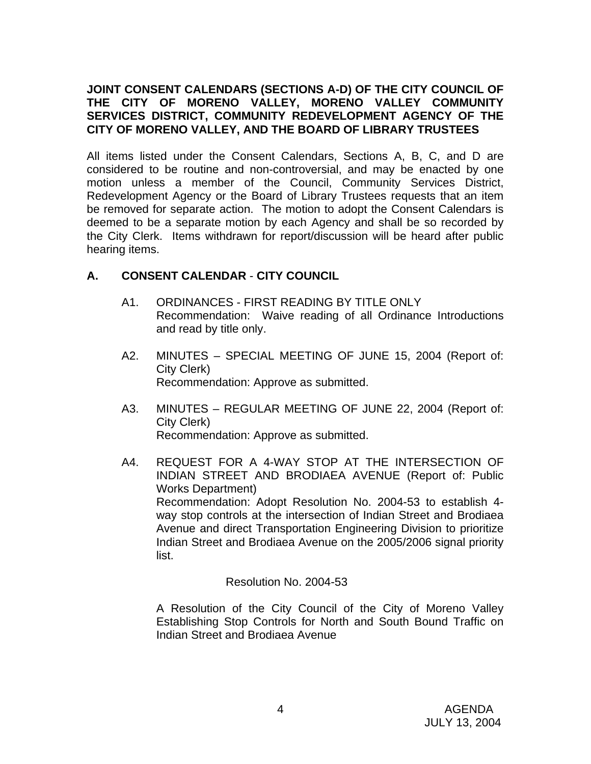**JOINT CONSENT CALENDARS (SECTIONS A-D) OF THE CITY COUNCIL OF THE CITY OF MORENO VALLEY, MORENO VALLEY COMMUNITY SERVICES DISTRICT, COMMUNITY REDEVELOPMENT AGENCY OF THE CITY OF MORENO VALLEY, AND THE BOARD OF LIBRARY TRUSTEES**

All items listed under the Consent Calendars, Sections A, B, C, and D are considered to be routine and non-controversial, and may be enacted by one motion unless a member of the Council, Community Services District, Redevelopment Agency or the Board of Library Trustees requests that an item be removed for separate action. The motion to adopt the Consent Calendars is deemed to be a separate motion by each Agency and shall be so recorded by the City Clerk. Items withdrawn for report/discussion will be heard after public hearing items.

## A. CONSENT CALENDAR - CITY COUNCIL

A1. ORDINANCES - FIRST READING BY TITLE ONLY
Recommendation: Waive reading of all Ordinance Introductions and read by title only.

A2. MINUTES – SPECIAL MEETING OF JUNE 15, 2004 (Report of: City Clerk)
Recommendation: Approve as submitted.

A3. MINUTES – REGULAR MEETING OF JUNE 22, 2004 (Report of: City Clerk)
Recommendation: Approve as submitted.

A4. REQUEST FOR A 4-WAY STOP AT THE INTERSECTION OF INDIAN STREET AND BRODIAEA AVENUE (Report of: Public Works Department)
Recommendation: Adopt Resolution No. 2004-53 to establish 4-way stop controls at the intersection of Indian Street and Brodiaea Avenue and direct Transportation Engineering Division to prioritize Indian Street and Brodiaea Avenue on the 2005/2006 signal priority list.

Resolution No. 2004-53

A Resolution of the City Council of the City of Moreno Valley Establishing Stop Controls for North and South Bound Traffic on Indian Street and Brodiaea Avenue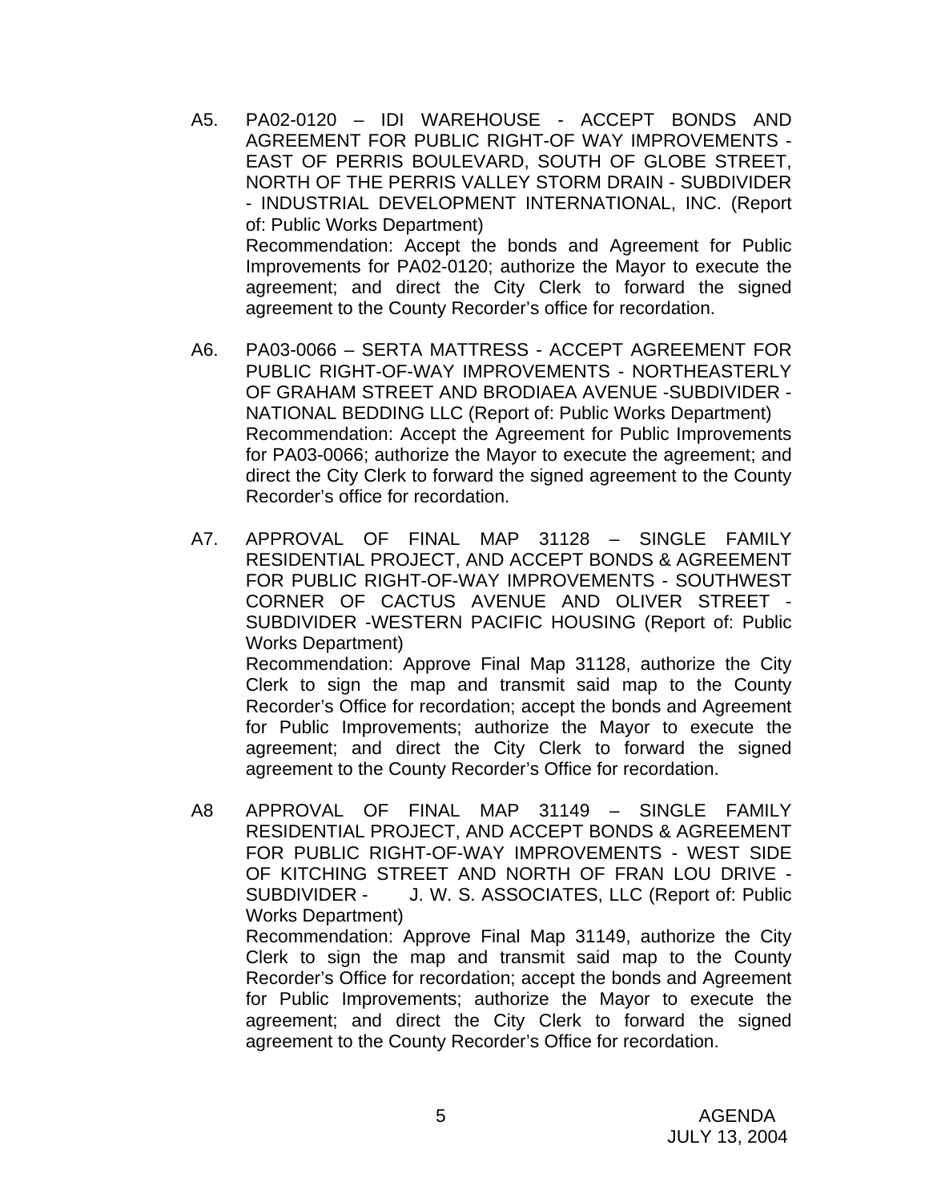A5. PA02-0120 – IDI WAREHOUSE - ACCEPT BONDS AND AGREEMENT FOR PUBLIC RIGHT-OF WAY IMPROVEMENTS - EAST OF PERRIS BOULEVARD, SOUTH OF GLOBE STREET, NORTH OF THE PERRIS VALLEY STORM DRAIN - SUBDIVIDER - INDUSTRIAL DEVELOPMENT INTERNATIONAL, INC. (Report of: Public Works Department)

Recommendation: Accept the bonds and Agreement for Public Improvements for PA02-0120; authorize the Mayor to execute the agreement; and direct the City Clerk to forward the signed agreement to the County Recorder's office for recordation.

A6. PA03-0066 – SERTA MATTRESS - ACCEPT AGREEMENT FOR PUBLIC RIGHT-OF-WAY IMPROVEMENTS - NORTHEASTERLY OF GRAHAM STREET AND BRODIAEA AVENUE -SUBDIVIDER - NATIONAL BEDDING LLC (Report of: Public Works Department)

Recommendation: Accept the Agreement for Public Improvements for PA03-0066; authorize the Mayor to execute the agreement; and direct the City Clerk to forward the signed agreement to the County Recorder's office for recordation.

A7. APPROVAL OF FINAL MAP 31128 – SINGLE FAMILY RESIDENTIAL PROJECT, AND ACCEPT BONDS & AGREEMENT FOR PUBLIC RIGHT-OF-WAY IMPROVEMENTS - SOUTHWEST CORNER OF CACTUS AVENUE AND OLIVER STREET - SUBDIVIDER -WESTERN PACIFIC HOUSING (Report of: Public Works Department)

Recommendation: Approve Final Map 31128, authorize the City Clerk to sign the map and transmit said map to the County Recorder's Office for recordation; accept the bonds and Agreement for Public Improvements; authorize the Mayor to execute the agreement; and direct the City Clerk to forward the signed agreement to the County Recorder's Office for recordation.

A8 APPROVAL OF FINAL MAP 31149 – SINGLE FAMILY RESIDENTIAL PROJECT, AND ACCEPT BONDS & AGREEMENT FOR PUBLIC RIGHT-OF-WAY IMPROVEMENTS - WEST SIDE OF KITCHING STREET AND NORTH OF FRAN LOU DRIVE - SUBDIVIDER - J. W. S. ASSOCIATES, LLC (Report of: Public Works Department)

Recommendation: Approve Final Map 31149, authorize the City Clerk to sign the map and transmit said map to the County Recorder's Office for recordation; accept the bonds and Agreement for Public Improvements; authorize the Mayor to execute the agreement; and direct the City Clerk to forward the signed agreement to the County Recorder's Office for recordation.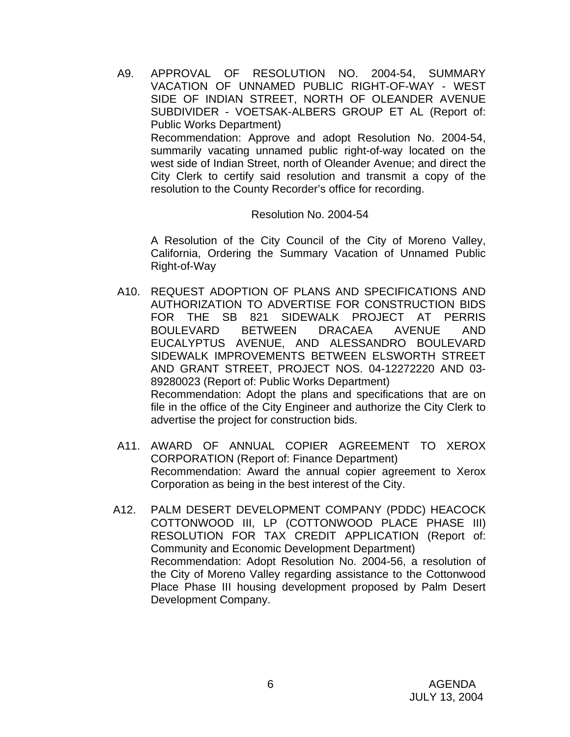A9. APPROVAL OF RESOLUTION NO. 2004-54, SUMMARY VACATION OF UNNAMED PUBLIC RIGHT-OF-WAY - WEST SIDE OF INDIAN STREET, NORTH OF OLEANDER AVENUE SUBDIVIDER - VOETSAK-ALBERS GROUP ET AL (Report of: Public Works Department)

Recommendation: Approve and adopt Resolution No. 2004-54, summarily vacating unnamed public right-of-way located on the west side of Indian Street, north of Oleander Avenue; and direct the City Clerk to certify said resolution and transmit a copy of the resolution to the County Recorder's office for recording.

Resolution No. 2004-54

A Resolution of the City Council of the City of Moreno Valley, California, Ordering the Summary Vacation of Unnamed Public Right-of-Way

A10. REQUEST ADOPTION OF PLANS AND SPECIFICATIONS AND AUTHORIZATION TO ADVERTISE FOR CONSTRUCTION BIDS FOR THE SB 821 SIDEWALK PROJECT AT PERRIS BOULEVARD BETWEEN DRACAEA AVENUE AND EUCALYPTUS AVENUE, AND ALESSANDRO BOULEVARD SIDEWALK IMPROVEMENTS BETWEEN ELSWORTH STREET AND GRANT STREET, PROJECT NOS. 04-12272220 AND 03-89280023 (Report of: Public Works Department)

Recommendation: Adopt the plans and specifications that are on file in the office of the City Engineer and authorize the City Clerk to advertise the project for construction bids.

A11. AWARD OF ANNUAL COPIER AGREEMENT TO XEROX CORPORATION (Report of: Finance Department)

Recommendation: Award the annual copier agreement to Xerox Corporation as being in the best interest of the City.

A12. PALM DESERT DEVELOPMENT COMPANY (PDDC) HEACOCK COTTONWOOD III, LP (COTTONWOOD PLACE PHASE III) RESOLUTION FOR TAX CREDIT APPLICATION (Report of: Community and Economic Development Department)

Recommendation: Adopt Resolution No. 2004-56, a resolution of the City of Moreno Valley regarding assistance to the Cottonwood Place Phase III housing development proposed by Palm Desert Development Company.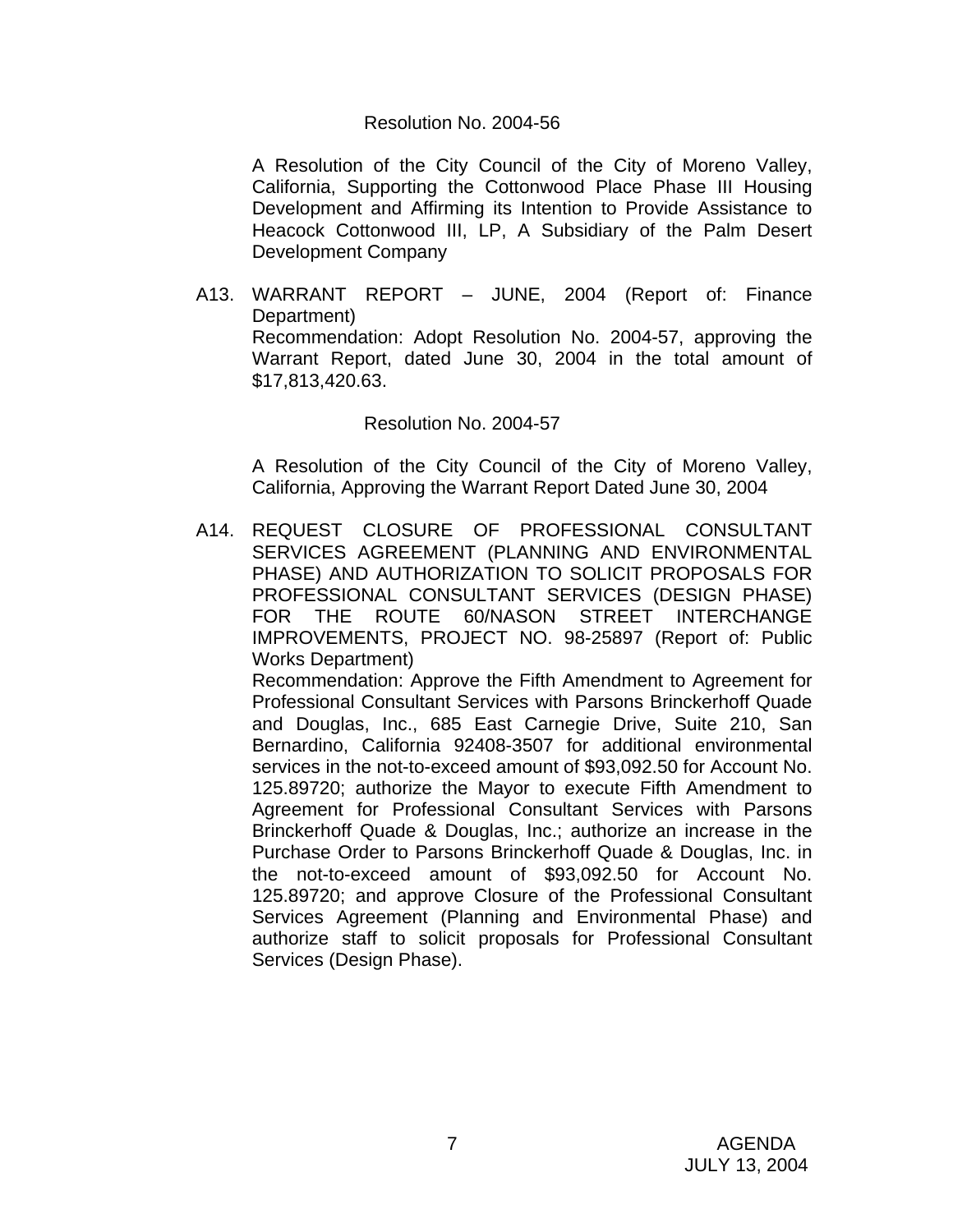Resolution No. 2004-56

A Resolution of the City Council of the City of Moreno Valley, California, Supporting the Cottonwood Place Phase III Housing Development and Affirming its Intention to Provide Assistance to Heacock Cottonwood III, LP, A Subsidiary of the Palm Desert Development Company

A13. WARRANT REPORT – JUNE, 2004 (Report of: Finance Department)
Recommendation: Adopt Resolution No. 2004-57, approving the Warrant Report, dated June 30, 2004 in the total amount of $17,813,420.63.

Resolution No. 2004-57

A Resolution of the City Council of the City of Moreno Valley, California, Approving the Warrant Report Dated June 30, 2004

A14. REQUEST CLOSURE OF PROFESSIONAL CONSULTANT SERVICES AGREEMENT (PLANNING AND ENVIRONMENTAL PHASE) AND AUTHORIZATION TO SOLICIT PROPOSALS FOR PROFESSIONAL CONSULTANT SERVICES (DESIGN PHASE) FOR THE ROUTE 60/NASON STREET INTERCHANGE IMPROVEMENTS, PROJECT NO. 98-25897 (Report of: Public Works Department)
Recommendation: Approve the Fifth Amendment to Agreement for Professional Consultant Services with Parsons Brinckerhoff Quade and Douglas, Inc., 685 East Carnegie Drive, Suite 210, San Bernardino, California 92408-3507 for additional environmental services in the not-to-exceed amount of $93,092.50 for Account No. 125.89720; authorize the Mayor to execute Fifth Amendment to Agreement for Professional Consultant Services with Parsons Brinckerhoff Quade & Douglas, Inc.; authorize an increase in the Purchase Order to Parsons Brinckerhoff Quade & Douglas, Inc. in the not-to-exceed amount of $93,092.50 for Account No. 125.89720; and approve Closure of the Professional Consultant Services Agreement (Planning and Environmental Phase) and authorize staff to solicit proposals for Professional Consultant Services (Design Phase).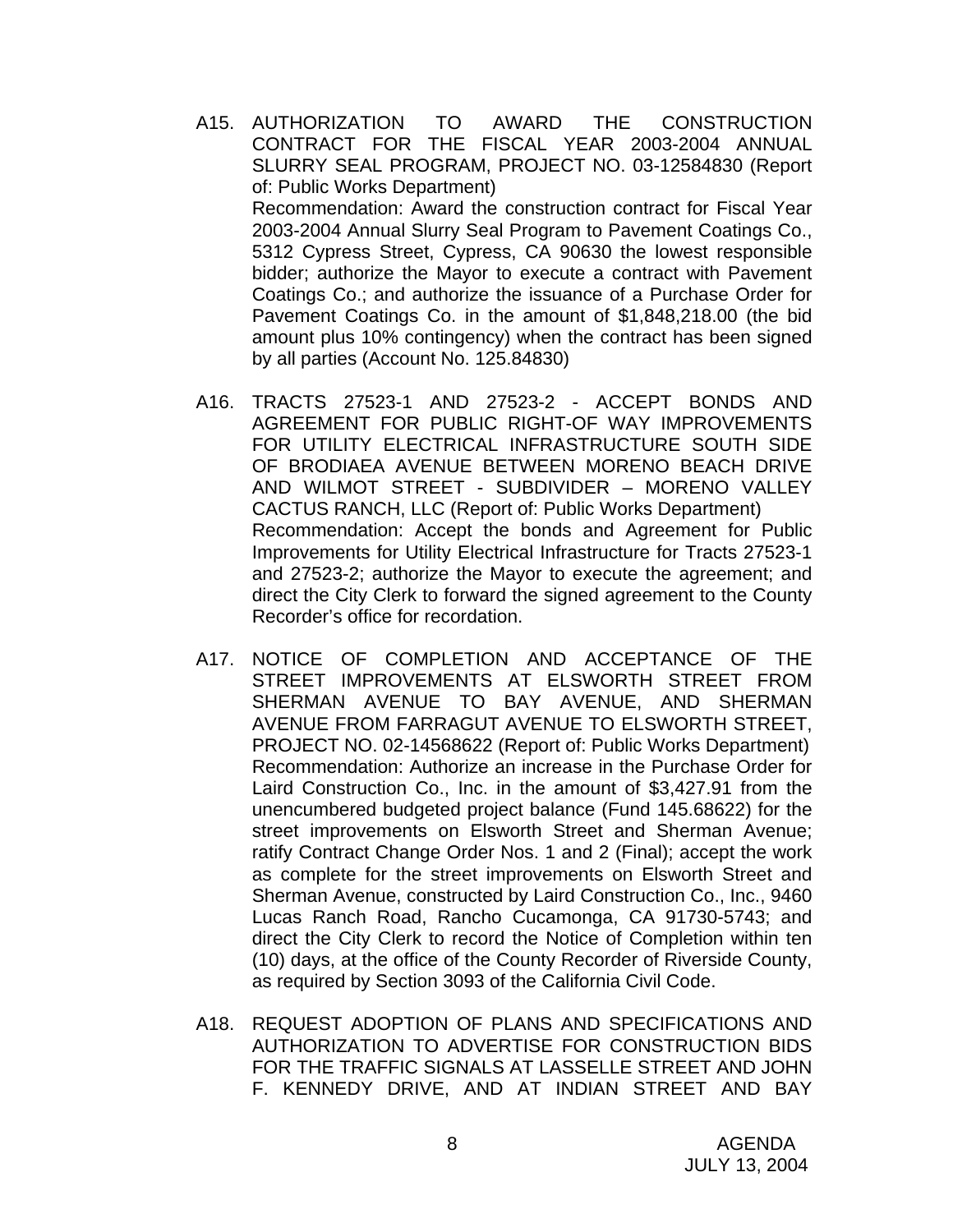A15. AUTHORIZATION TO AWARD THE CONSTRUCTION CONTRACT FOR THE FISCAL YEAR 2003-2004 ANNUAL SLURRY SEAL PROGRAM, PROJECT NO. 03-12584830 (Report of: Public Works Department)

Recommendation: Award the construction contract for Fiscal Year 2003-2004 Annual Slurry Seal Program to Pavement Coatings Co., 5312 Cypress Street, Cypress, CA 90630 the lowest responsible bidder; authorize the Mayor to execute a contract with Pavement Coatings Co.; and authorize the issuance of a Purchase Order for Pavement Coatings Co. in the amount of $1,848,218.00 (the bid amount plus 10% contingency) when the contract has been signed by all parties (Account No. 125.84830)

A16. TRACTS 27523-1 AND 27523-2 - ACCEPT BONDS AND AGREEMENT FOR PUBLIC RIGHT-OF WAY IMPROVEMENTS FOR UTILITY ELECTRICAL INFRASTRUCTURE SOUTH SIDE OF BRODIAEA AVENUE BETWEEN MORENO BEACH DRIVE AND WILMOT STREET - SUBDIVIDER – MORENO VALLEY CACTUS RANCH, LLC (Report of: Public Works Department)

Recommendation: Accept the bonds and Agreement for Public Improvements for Utility Electrical Infrastructure for Tracts 27523-1 and 27523-2; authorize the Mayor to execute the agreement; and direct the City Clerk to forward the signed agreement to the County Recorder's office for recordation.

A17. NOTICE OF COMPLETION AND ACCEPTANCE OF THE STREET IMPROVEMENTS AT ELSWORTH STREET FROM SHERMAN AVENUE TO BAY AVENUE, AND SHERMAN AVENUE FROM FARRAGUT AVENUE TO ELSWORTH STREET, PROJECT NO. 02-14568622 (Report of: Public Works Department)

Recommendation: Authorize an increase in the Purchase Order for Laird Construction Co., Inc. in the amount of $3,427.91 from the unencumbered budgeted project balance (Fund 145.68622) for the street improvements on Elsworth Street and Sherman Avenue; ratify Contract Change Order Nos. 1 and 2 (Final); accept the work as complete for the street improvements on Elsworth Street and Sherman Avenue, constructed by Laird Construction Co., Inc., 9460 Lucas Ranch Road, Rancho Cucamonga, CA 91730-5743; and direct the City Clerk to record the Notice of Completion within ten (10) days, at the office of the County Recorder of Riverside County, as required by Section 3093 of the California Civil Code.

A18. REQUEST ADOPTION OF PLANS AND SPECIFICATIONS AND AUTHORIZATION TO ADVERTISE FOR CONSTRUCTION BIDS FOR THE TRAFFIC SIGNALS AT LASSELLE STREET AND JOHN F. KENNEDY DRIVE, AND AT INDIAN STREET AND BAY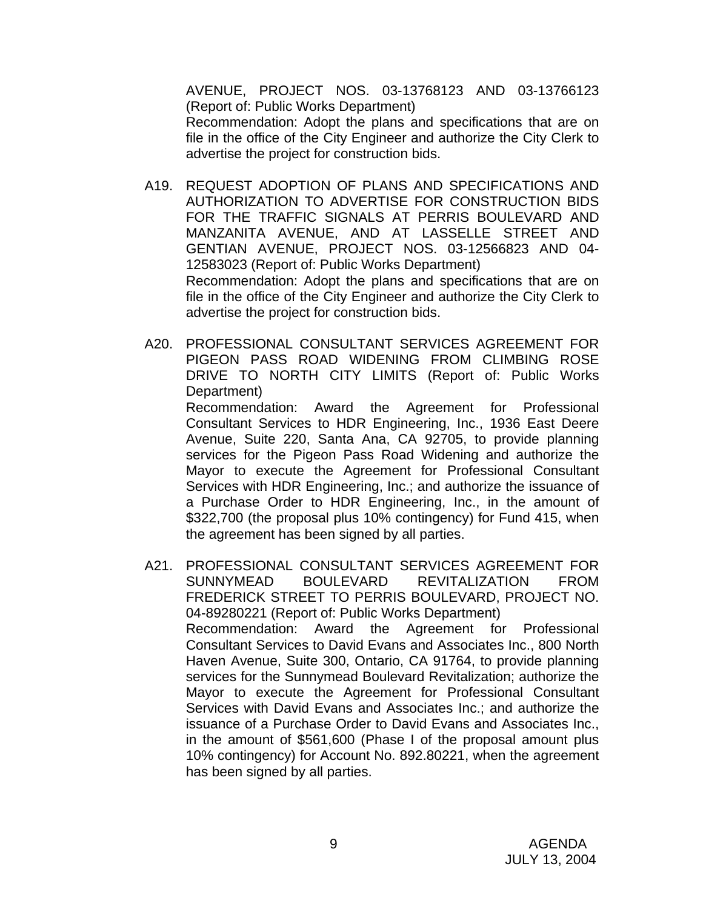AVENUE, PROJECT NOS. 03-13768123 AND 03-13766123 (Report of: Public Works Department)
Recommendation: Adopt the plans and specifications that are on file in the office of the City Engineer and authorize the City Clerk to advertise the project for construction bids.

A19. REQUEST ADOPTION OF PLANS AND SPECIFICATIONS AND AUTHORIZATION TO ADVERTISE FOR CONSTRUCTION BIDS FOR THE TRAFFIC SIGNALS AT PERRIS BOULEVARD AND MANZANITA AVENUE, AND AT LASSELLE STREET AND GENTIAN AVENUE, PROJECT NOS. 03-12566823 AND 04-12583023 (Report of: Public Works Department)
Recommendation: Adopt the plans and specifications that are on file in the office of the City Engineer and authorize the City Clerk to advertise the project for construction bids.

A20. PROFESSIONAL CONSULTANT SERVICES AGREEMENT FOR PIGEON PASS ROAD WIDENING FROM CLIMBING ROSE DRIVE TO NORTH CITY LIMITS (Report of: Public Works Department)
Recommendation: Award the Agreement for Professional Consultant Services to HDR Engineering, Inc., 1936 East Deere Avenue, Suite 220, Santa Ana, CA 92705, to provide planning services for the Pigeon Pass Road Widening and authorize the Mayor to execute the Agreement for Professional Consultant Services with HDR Engineering, Inc.; and authorize the issuance of a Purchase Order to HDR Engineering, Inc., in the amount of $322,700 (the proposal plus 10% contingency) for Fund 415, when the agreement has been signed by all parties.

A21. PROFESSIONAL CONSULTANT SERVICES AGREEMENT FOR SUNNYMEAD BOULEVARD REVITALIZATION FROM FREDERICK STREET TO PERRIS BOULEVARD, PROJECT NO. 04-89280221 (Report of: Public Works Department)
Recommendation: Award the Agreement for Professional Consultant Services to David Evans and Associates Inc., 800 North Haven Avenue, Suite 300, Ontario, CA 91764, to provide planning services for the Sunnymead Boulevard Revitalization; authorize the Mayor to execute the Agreement for Professional Consultant Services with David Evans and Associates Inc.; and authorize the issuance of a Purchase Order to David Evans and Associates Inc., in the amount of $561,600 (Phase I of the proposal amount plus 10% contingency) for Account No. 892.80221, when the agreement has been signed by all parties.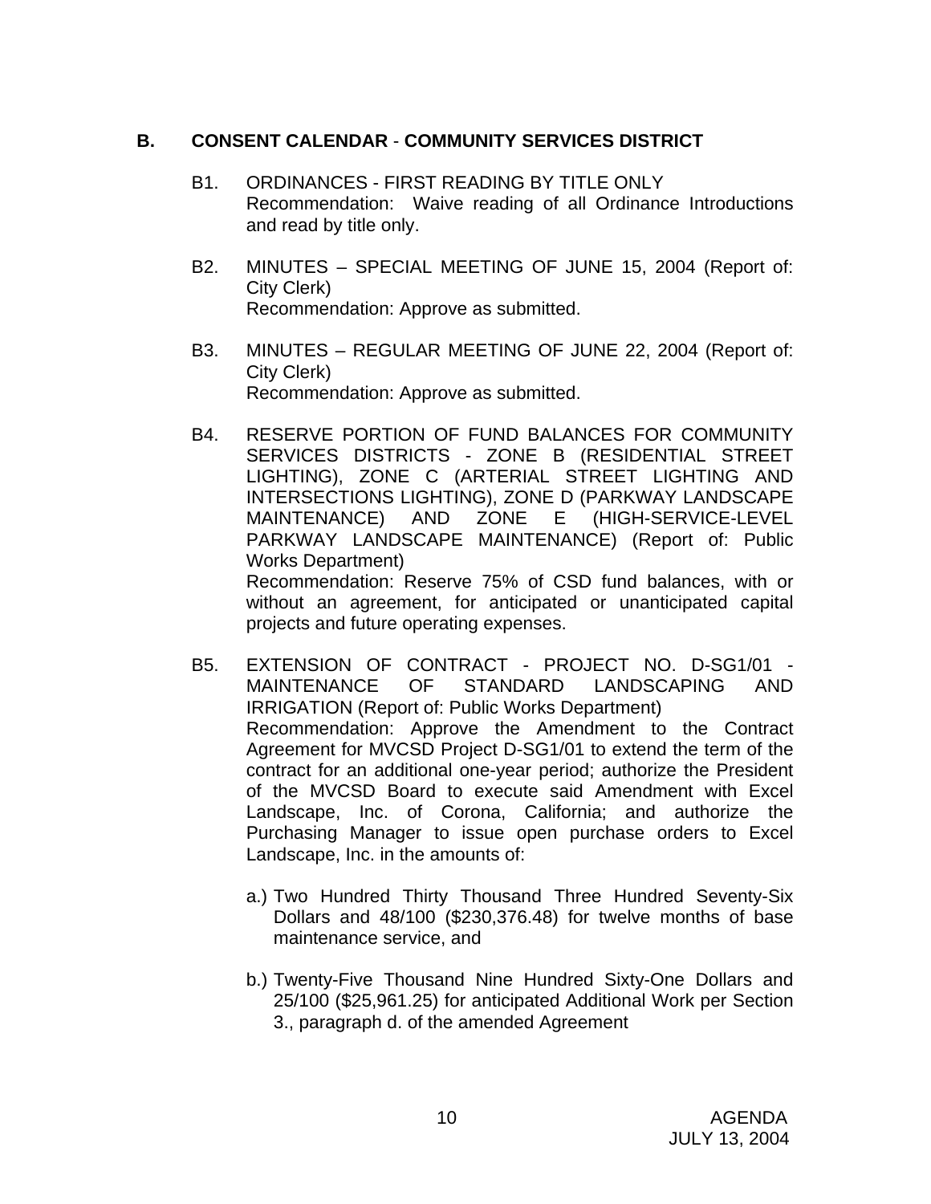## B. CONSENT CALENDAR - COMMUNITY SERVICES DISTRICT

B1. ORDINANCES - FIRST READING BY TITLE ONLY
Recommendation: Waive reading of all Ordinance Introductions and read by title only.

B2. MINUTES – SPECIAL MEETING OF JUNE 15, 2004 (Report of: City Clerk)
Recommendation: Approve as submitted.

B3. MINUTES – REGULAR MEETING OF JUNE 22, 2004 (Report of: City Clerk)
Recommendation: Approve as submitted.

B4. RESERVE PORTION OF FUND BALANCES FOR COMMUNITY SERVICES DISTRICTS - ZONE B (RESIDENTIAL STREET LIGHTING), ZONE C (ARTERIAL STREET LIGHTING AND INTERSECTIONS LIGHTING), ZONE D (PARKWAY LANDSCAPE MAINTENANCE) AND ZONE E (HIGH-SERVICE-LEVEL PARKWAY LANDSCAPE MAINTENANCE) (Report of: Public Works Department)
Recommendation: Reserve 75% of CSD fund balances, with or without an agreement, for anticipated or unanticipated capital projects and future operating expenses.

B5. EXTENSION OF CONTRACT - PROJECT NO. D-SG1/01 - MAINTENANCE OF STANDARD LANDSCAPING AND IRRIGATION (Report of: Public Works Department)
Recommendation: Approve the Amendment to the Contract Agreement for MVCSD Project D-SG1/01 to extend the term of the contract for an additional one-year period; authorize the President of the MVCSD Board to execute said Amendment with Excel Landscape, Inc. of Corona, California; and authorize the Purchasing Manager to issue open purchase orders to Excel Landscape, Inc. in the amounts of:

a.) Two Hundred Thirty Thousand Three Hundred Seventy-Six Dollars and 48/100 ($230,376.48) for twelve months of base maintenance service, and

b.) Twenty-Five Thousand Nine Hundred Sixty-One Dollars and 25/100 ($25,961.25) for anticipated Additional Work per Section 3., paragraph d. of the amended Agreement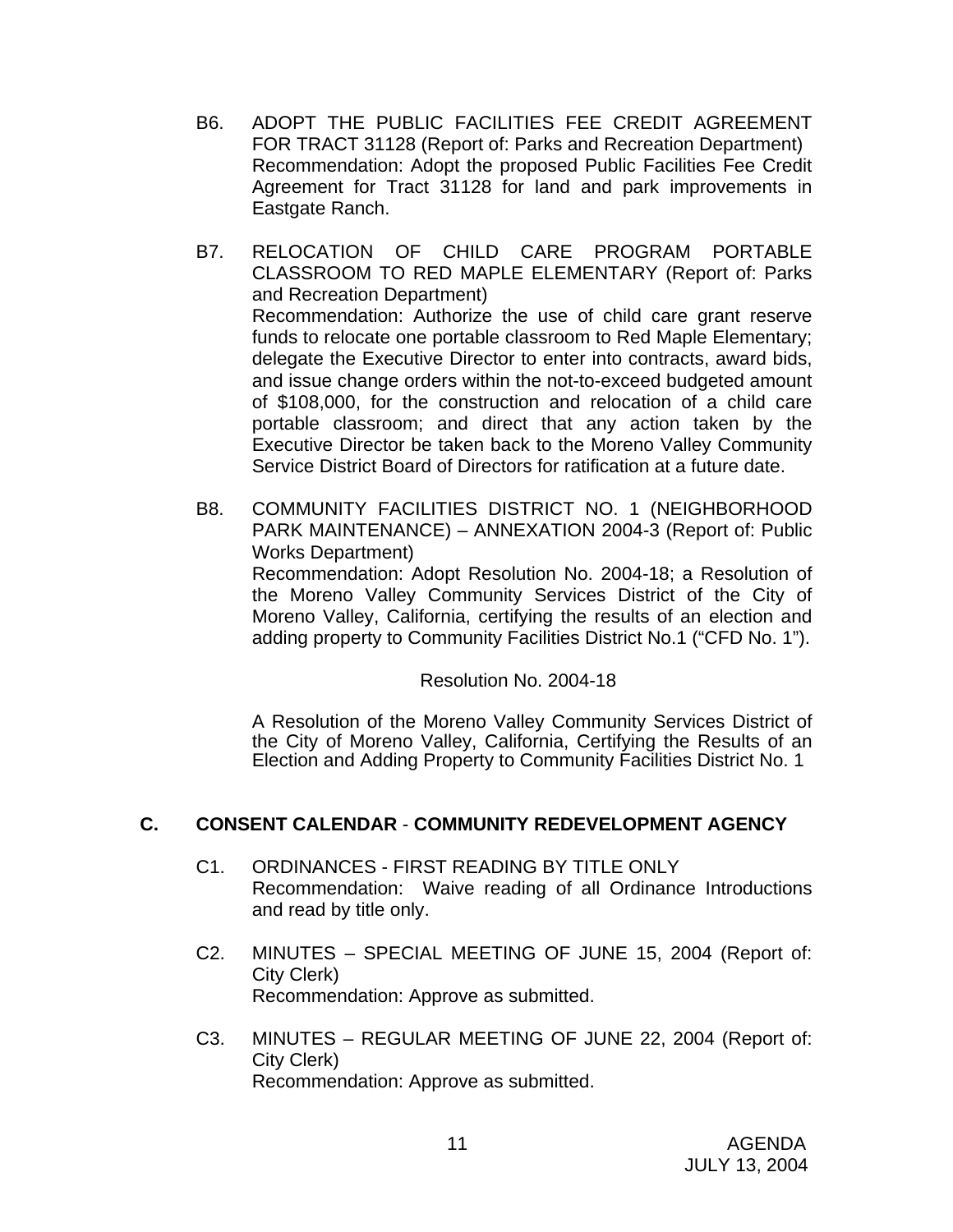B6. ADOPT THE PUBLIC FACILITIES FEE CREDIT AGREEMENT FOR TRACT 31128 (Report of: Parks and Recreation Department)
Recommendation: Adopt the proposed Public Facilities Fee Credit Agreement for Tract 31128 for land and park improvements in Eastgate Ranch.

B7. RELOCATION OF CHILD CARE PROGRAM PORTABLE CLASSROOM TO RED MAPLE ELEMENTARY (Report of: Parks and Recreation Department)
Recommendation: Authorize the use of child care grant reserve funds to relocate one portable classroom to Red Maple Elementary; delegate the Executive Director to enter into contracts, award bids, and issue change orders within the not-to-exceed budgeted amount of $108,000, for the construction and relocation of a child care portable classroom; and direct that any action taken by the Executive Director be taken back to the Moreno Valley Community Service District Board of Directors for ratification at a future date.

B8. COMMUNITY FACILITIES DISTRICT NO. 1 (NEIGHBORHOOD PARK MAINTENANCE) – ANNEXATION 2004-3 (Report of: Public Works Department)
Recommendation: Adopt Resolution No. 2004-18; a Resolution of the Moreno Valley Community Services District of the City of Moreno Valley, California, certifying the results of an election and adding property to Community Facilities District No.1 ("CFD No. 1").

Resolution No. 2004-18

A Resolution of the Moreno Valley Community Services District of the City of Moreno Valley, California, Certifying the Results of an Election and Adding Property to Community Facilities District No. 1

## C. CONSENT CALENDAR - COMMUNITY REDEVELOPMENT AGENCY

C1. ORDINANCES - FIRST READING BY TITLE ONLY
Recommendation: Waive reading of all Ordinance Introductions and read by title only.

C2. MINUTES – SPECIAL MEETING OF JUNE 15, 2004 (Report of: City Clerk)
Recommendation: Approve as submitted.

C3. MINUTES – REGULAR MEETING OF JUNE 22, 2004 (Report of: City Clerk)
Recommendation: Approve as submitted.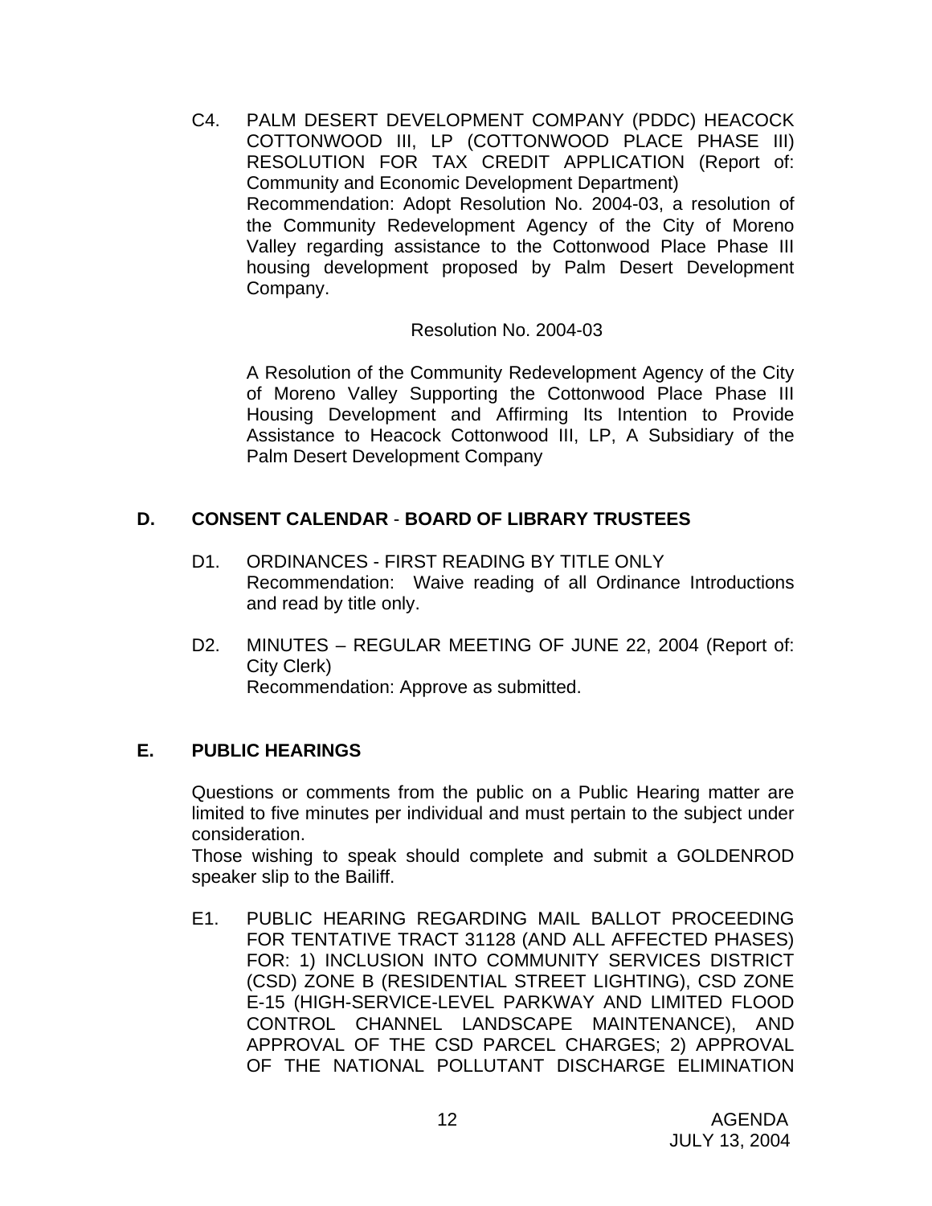C4. PALM DESERT DEVELOPMENT COMPANY (PDDC) HEACOCK COTTONWOOD III, LP (COTTONWOOD PLACE PHASE III) RESOLUTION FOR TAX CREDIT APPLICATION (Report of: Community and Economic Development Department)
Recommendation: Adopt Resolution No. 2004-03, a resolution of the Community Redevelopment Agency of the City of Moreno Valley regarding assistance to the Cottonwood Place Phase III housing development proposed by Palm Desert Development Company.

Resolution No. 2004-03

A Resolution of the Community Redevelopment Agency of the City of Moreno Valley Supporting the Cottonwood Place Phase III Housing Development and Affirming Its Intention to Provide Assistance to Heacock Cottonwood III, LP, A Subsidiary of the Palm Desert Development Company

## D. CONSENT CALENDAR - BOARD OF LIBRARY TRUSTEES

D1. ORDINANCES - FIRST READING BY TITLE ONLY
Recommendation: Waive reading of all Ordinance Introductions and read by title only.

D2. MINUTES – REGULAR MEETING OF JUNE 22, 2004 (Report of: City Clerk)
Recommendation: Approve as submitted.

## E. PUBLIC HEARINGS

Questions or comments from the public on a Public Hearing matter are limited to five minutes per individual and must pertain to the subject under consideration.
Those wishing to speak should complete and submit a GOLDENROD speaker slip to the Bailiff.

E1. PUBLIC HEARING REGARDING MAIL BALLOT PROCEEDING FOR TENTATIVE TRACT 31128 (AND ALL AFFECTED PHASES) FOR: 1) INCLUSION INTO COMMUNITY SERVICES DISTRICT (CSD) ZONE B (RESIDENTIAL STREET LIGHTING), CSD ZONE E-15 (HIGH-SERVICE-LEVEL PARKWAY AND LIMITED FLOOD CONTROL CHANNEL LANDSCAPE MAINTENANCE), AND APPROVAL OF THE CSD PARCEL CHARGES; 2) APPROVAL OF THE NATIONAL POLLUTANT DISCHARGE ELIMINATION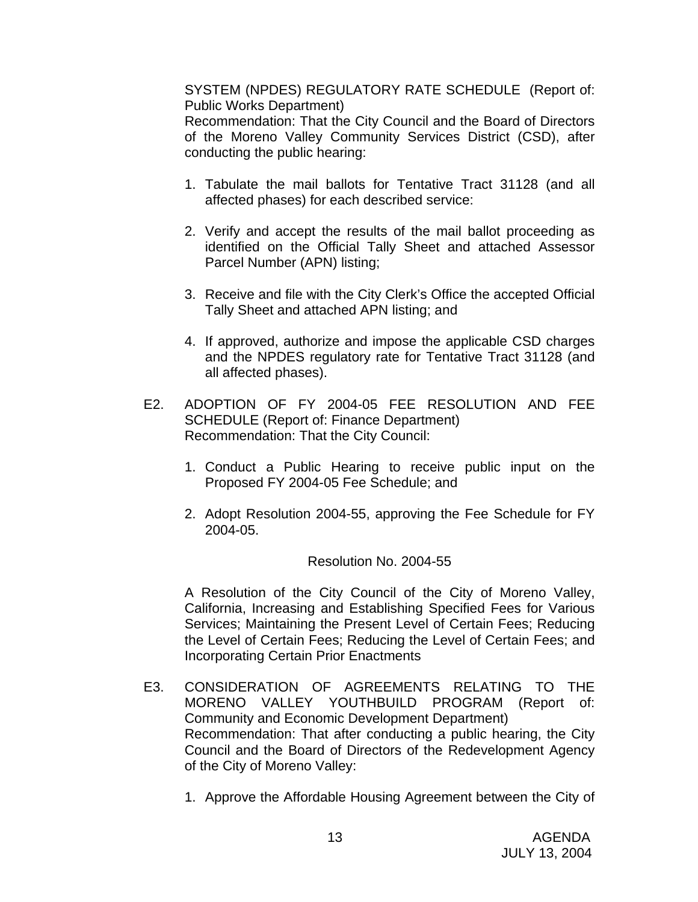SYSTEM (NPDES) REGULATORY RATE SCHEDULE (Report of: Public Works Department)
Recommendation: That the City Council and the Board of Directors of the Moreno Valley Community Services District (CSD), after conducting the public hearing:

1. Tabulate the mail ballots for Tentative Tract 31128 (and all affected phases) for each described service:

2. Verify and accept the results of the mail ballot proceeding as identified on the Official Tally Sheet and attached Assessor Parcel Number (APN) listing;

3. Receive and file with the City Clerk's Office the accepted Official Tally Sheet and attached APN listing; and

4. If approved, authorize and impose the applicable CSD charges and the NPDES regulatory rate for Tentative Tract 31128 (and all affected phases).

E2. ADOPTION OF FY 2004-05 FEE RESOLUTION AND FEE SCHEDULE (Report of: Finance Department)
Recommendation: That the City Council:

1. Conduct a Public Hearing to receive public input on the Proposed FY 2004-05 Fee Schedule; and

2. Adopt Resolution 2004-55, approving the Fee Schedule for FY 2004-05.

Resolution No. 2004-55

A Resolution of the City Council of the City of Moreno Valley, California, Increasing and Establishing Specified Fees for Various Services; Maintaining the Present Level of Certain Fees; Reducing the Level of Certain Fees; Reducing the Level of Certain Fees; and Incorporating Certain Prior Enactments

E3. CONSIDERATION OF AGREEMENTS RELATING TO THE MORENO VALLEY YOUTHBUILD PROGRAM (Report of: Community and Economic Development Department)
Recommendation: That after conducting a public hearing, the City Council and the Board of Directors of the Redevelopment Agency of the City of Moreno Valley:

1. Approve the Affordable Housing Agreement between the City of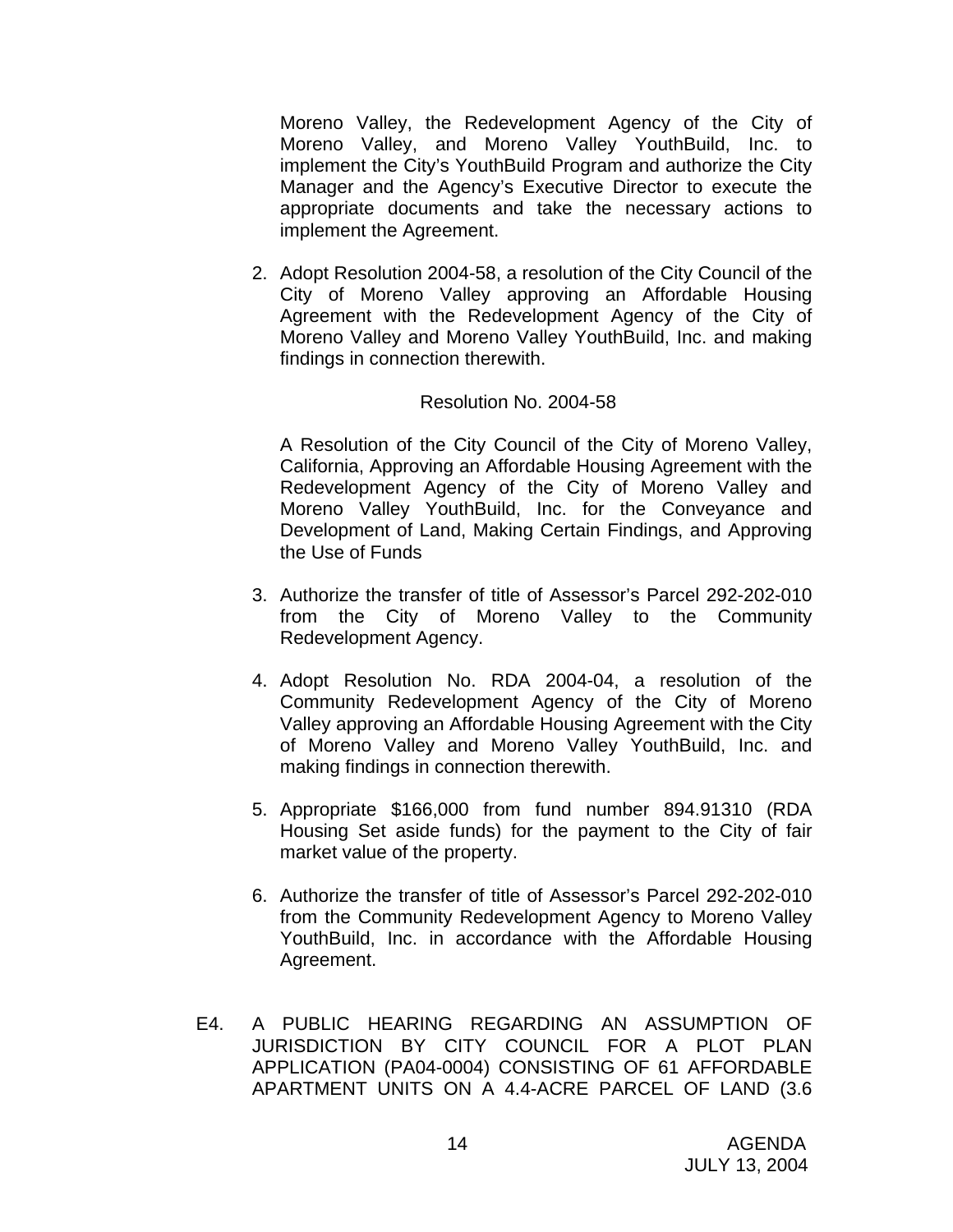Moreno Valley, the Redevelopment Agency of the City of Moreno Valley, and Moreno Valley YouthBuild, Inc. to implement the City's YouthBuild Program and authorize the City Manager and the Agency's Executive Director to execute the appropriate documents and take the necessary actions to implement the Agreement.

2. Adopt Resolution 2004-58, a resolution of the City Council of the City of Moreno Valley approving an Affordable Housing Agreement with the Redevelopment Agency of the City of Moreno Valley and Moreno Valley YouthBuild, Inc. and making findings in connection therewith.

   Resolution No. 2004-58

   A Resolution of the City Council of the City of Moreno Valley, California, Approving an Affordable Housing Agreement with the Redevelopment Agency of the City of Moreno Valley and Moreno Valley YouthBuild, Inc. for the Conveyance and Development of Land, Making Certain Findings, and Approving the Use of Funds

3. Authorize the transfer of title of Assessor's Parcel 292-202-010 from the City of Moreno Valley to the Community Redevelopment Agency.

4. Adopt Resolution No. RDA 2004-04, a resolution of the Community Redevelopment Agency of the City of Moreno Valley approving an Affordable Housing Agreement with the City of Moreno Valley and Moreno Valley YouthBuild, Inc. and making findings in connection therewith.

5. Appropriate $166,000 from fund number 894.91310 (RDA Housing Set aside funds) for the payment to the City of fair market value of the property.

6. Authorize the transfer of title of Assessor's Parcel 292-202-010 from the Community Redevelopment Agency to Moreno Valley YouthBuild, Inc. in accordance with the Affordable Housing Agreement.

E4. A PUBLIC HEARING REGARDING AN ASSUMPTION OF JURISDICTION BY CITY COUNCIL FOR A PLOT PLAN APPLICATION (PA04-0004) CONSISTING OF 61 AFFORDABLE APARTMENT UNITS ON A 4.4-ACRE PARCEL OF LAND (3.6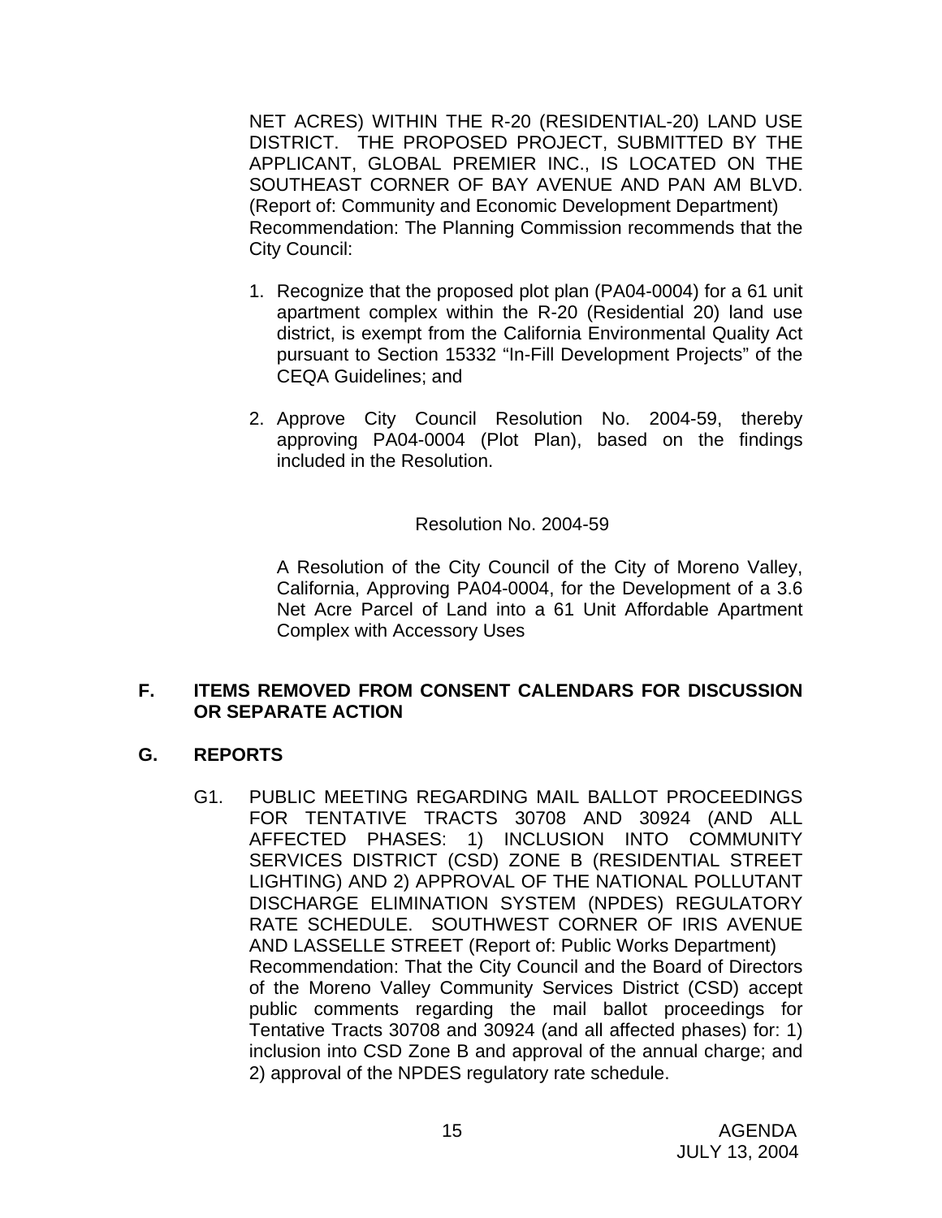NET ACRES) WITHIN THE R-20 (RESIDENTIAL-20) LAND USE DISTRICT. THE PROPOSED PROJECT, SUBMITTED BY THE APPLICANT, GLOBAL PREMIER INC., IS LOCATED ON THE SOUTHEAST CORNER OF BAY AVENUE AND PAN AM BLVD. (Report of: Community and Economic Development Department)
Recommendation: The Planning Commission recommends that the City Council:

1. Recognize that the proposed plot plan (PA04-0004) for a 61 unit apartment complex within the R-20 (Residential 20) land use district, is exempt from the California Environmental Quality Act pursuant to Section 15332 "In-Fill Development Projects" of the CEQA Guidelines; and

2. Approve City Council Resolution No. 2004-59, thereby approving PA04-0004 (Plot Plan), based on the findings included in the Resolution.

Resolution No. 2004-59

A Resolution of the City Council of the City of Moreno Valley, California, Approving PA04-0004, for the Development of a 3.6 Net Acre Parcel of Land into a 61 Unit Affordable Apartment Complex with Accessory Uses

**F. ITEMS REMOVED FROM CONSENT CALENDARS FOR DISCUSSION OR SEPARATE ACTION**

**G. REPORTS**

G1. PUBLIC MEETING REGARDING MAIL BALLOT PROCEEDINGS FOR TENTATIVE TRACTS 30708 AND 30924 (AND ALL AFFECTED PHASES: 1) INCLUSION INTO COMMUNITY SERVICES DISTRICT (CSD) ZONE B (RESIDENTIAL STREET LIGHTING) AND 2) APPROVAL OF THE NATIONAL POLLUTANT DISCHARGE ELIMINATION SYSTEM (NPDES) REGULATORY RATE SCHEDULE. SOUTHWEST CORNER OF IRIS AVENUE AND LASSELLE STREET (Report of: Public Works Department)
Recommendation: That the City Council and the Board of Directors of the Moreno Valley Community Services District (CSD) accept public comments regarding the mail ballot proceedings for Tentative Tracts 30708 and 30924 (and all affected phases) for: 1) inclusion into CSD Zone B and approval of the annual charge; and 2) approval of the NPDES regulatory rate schedule.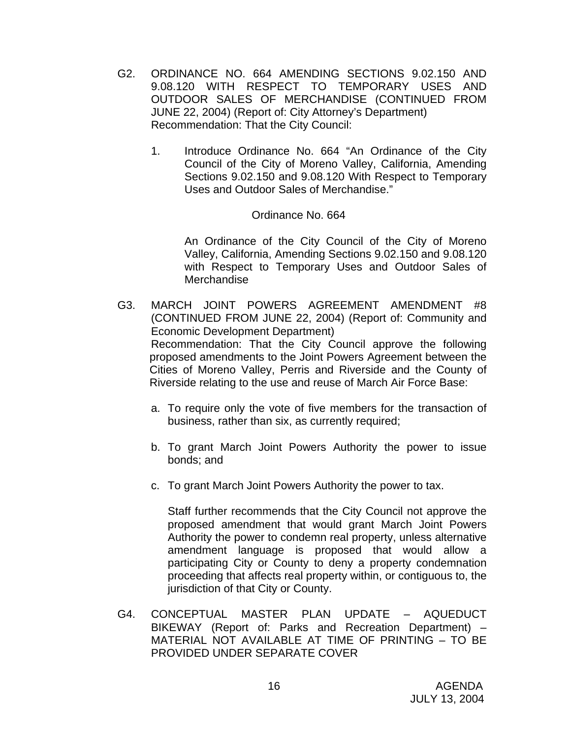G2. ORDINANCE NO. 664 AMENDING SECTIONS 9.02.150 AND 9.08.120 WITH RESPECT TO TEMPORARY USES AND OUTDOOR SALES OF MERCHANDISE (CONTINUED FROM JUNE 22, 2004) (Report of: City Attorney's Department)
Recommendation: That the City Council:

1. Introduce Ordinance No. 664 "An Ordinance of the City Council of the City of Moreno Valley, California, Amending Sections 9.02.150 and 9.08.120 With Respect to Temporary Uses and Outdoor Sales of Merchandise."

   Ordinance No. 664

   An Ordinance of the City Council of the City of Moreno Valley, California, Amending Sections 9.02.150 and 9.08.120 with Respect to Temporary Uses and Outdoor Sales of Merchandise

G3. MARCH JOINT POWERS AGREEMENT AMENDMENT #8 (CONTINUED FROM JUNE 22, 2004) (Report of: Community and Economic Development Department)
Recommendation: That the City Council approve the following proposed amendments to the Joint Powers Agreement between the Cities of Moreno Valley, Perris and Riverside and the County of Riverside relating to the use and reuse of March Air Force Base:

a. To require only the vote of five members for the transaction of business, rather than six, as currently required;

b. To grant March Joint Powers Authority the power to issue bonds; and

c. To grant March Joint Powers Authority the power to tax.

   Staff further recommends that the City Council not approve the proposed amendment that would grant March Joint Powers Authority the power to condemn real property, unless alternative amendment language is proposed that would allow a participating City or County to deny a property condemnation proceeding that affects real property within, or contiguous to, the jurisdiction of that City or County.

G4. CONCEPTUAL MASTER PLAN UPDATE – AQUEDUCT BIKEWAY (Report of: Parks and Recreation Department) – MATERIAL NOT AVAILABLE AT TIME OF PRINTING – TO BE PROVIDED UNDER SEPARATE COVER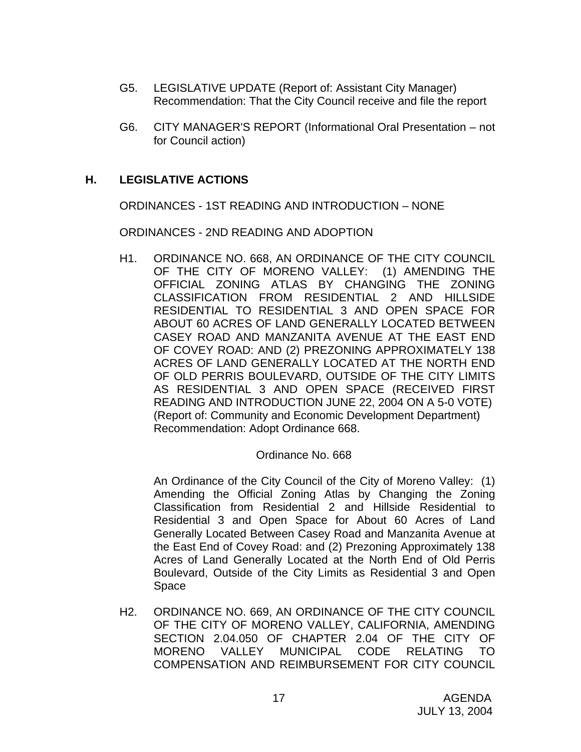G5. LEGISLATIVE UPDATE (Report of: Assistant City Manager)
Recommendation: That the City Council receive and file the report

G6. CITY MANAGER'S REPORT (Informational Oral Presentation – not for Council action)

## H. LEGISLATIVE ACTIONS

ORDINANCES - 1ST READING AND INTRODUCTION – NONE

ORDINANCES - 2ND READING AND ADOPTION

H1. ORDINANCE NO. 668, AN ORDINANCE OF THE CITY COUNCIL OF THE CITY OF MORENO VALLEY: (1) AMENDING THE OFFICIAL ZONING ATLAS BY CHANGING THE ZONING CLASSIFICATION FROM RESIDENTIAL 2 AND HILLSIDE RESIDENTIAL TO RESIDENTIAL 3 AND OPEN SPACE FOR ABOUT 60 ACRES OF LAND GENERALLY LOCATED BETWEEN CASEY ROAD AND MANZANITA AVENUE AT THE EAST END OF COVEY ROAD: AND (2) PREZONING APPROXIMATELY 138 ACRES OF LAND GENERALLY LOCATED AT THE NORTH END OF OLD PERRIS BOULEVARD, OUTSIDE OF THE CITY LIMITS AS RESIDENTIAL 3 AND OPEN SPACE (RECEIVED FIRST READING AND INTRODUCTION JUNE 22, 2004 ON A 5-0 VOTE) (Report of: Community and Economic Development Department)
Recommendation: Adopt Ordinance 668.

Ordinance No. 668

An Ordinance of the City Council of the City of Moreno Valley: (1) Amending the Official Zoning Atlas by Changing the Zoning Classification from Residential 2 and Hillside Residential to Residential 3 and Open Space for About 60 Acres of Land Generally Located Between Casey Road and Manzanita Avenue at the East End of Covey Road: and (2) Prezoning Approximately 138 Acres of Land Generally Located at the North End of Old Perris Boulevard, Outside of the City Limits as Residential 3 and Open Space

H2. ORDINANCE NO. 669, AN ORDINANCE OF THE CITY COUNCIL OF THE CITY OF MORENO VALLEY, CALIFORNIA, AMENDING SECTION 2.04.050 OF CHAPTER 2.04 OF THE CITY OF MORENO VALLEY MUNICIPAL CODE RELATING TO COMPENSATION AND REIMBURSEMENT FOR CITY COUNCIL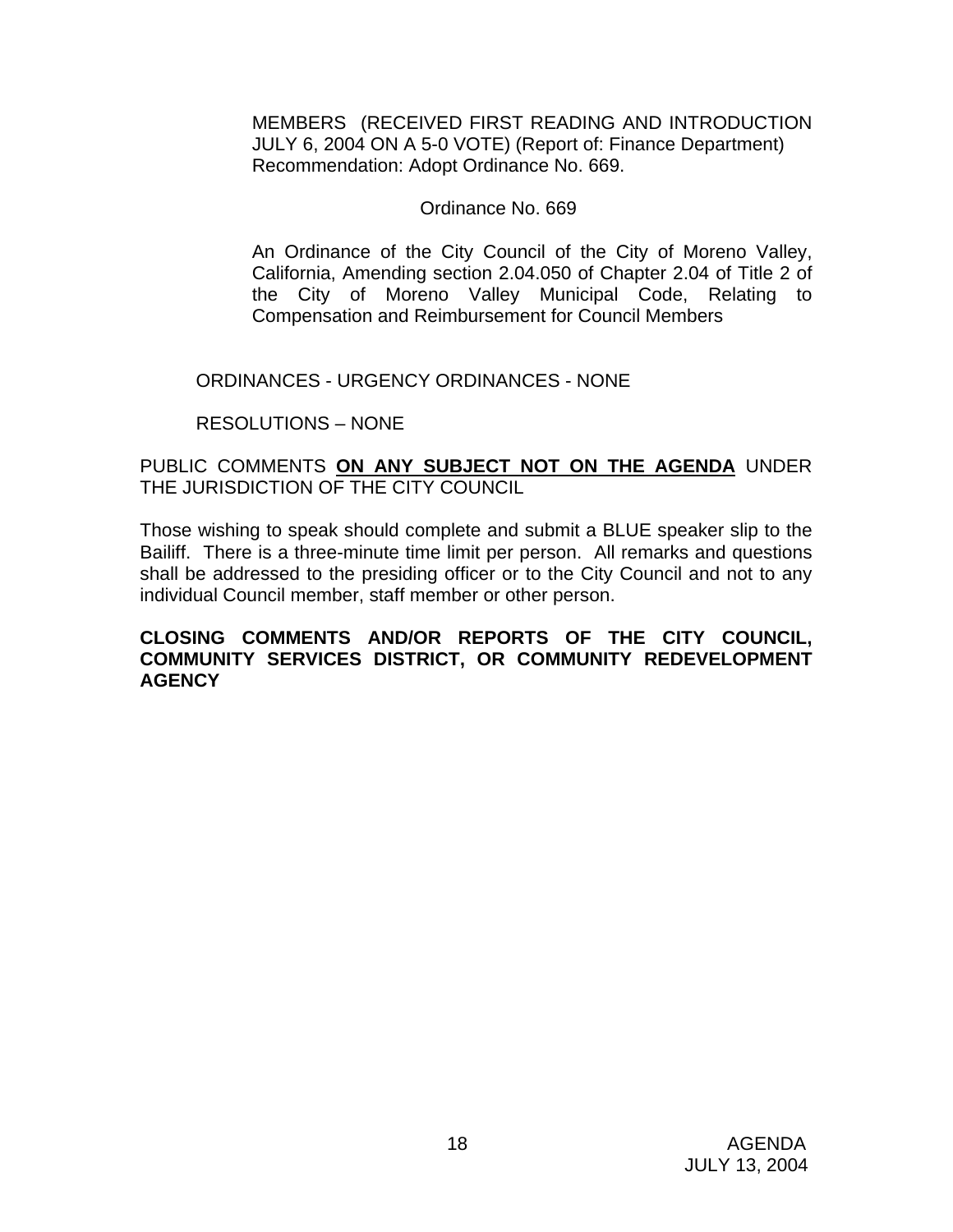MEMBERS (RECEIVED FIRST READING AND INTRODUCTION JULY 6, 2004 ON A 5-0 VOTE) (Report of: Finance Department) Recommendation: Adopt Ordinance No. 669.

Ordinance No. 669

An Ordinance of the City Council of the City of Moreno Valley, California, Amending section 2.04.050 of Chapter 2.04 of Title 2 of the City of Moreno Valley Municipal Code, Relating to Compensation and Reimbursement for Council Members

ORDINANCES - URGENCY ORDINANCES - NONE

RESOLUTIONS – NONE

PUBLIC COMMENTS **ON ANY SUBJECT NOT ON THE AGENDA** UNDER THE JURISDICTION OF THE CITY COUNCIL

Those wishing to speak should complete and submit a BLUE speaker slip to the Bailiff. There is a three-minute time limit per person. All remarks and questions shall be addressed to the presiding officer or to the City Council and not to any individual Council member, staff member or other person.

**CLOSING COMMENTS AND/OR REPORTS OF THE CITY COUNCIL, COMMUNITY SERVICES DISTRICT, OR COMMUNITY REDEVELOPMENT AGENCY**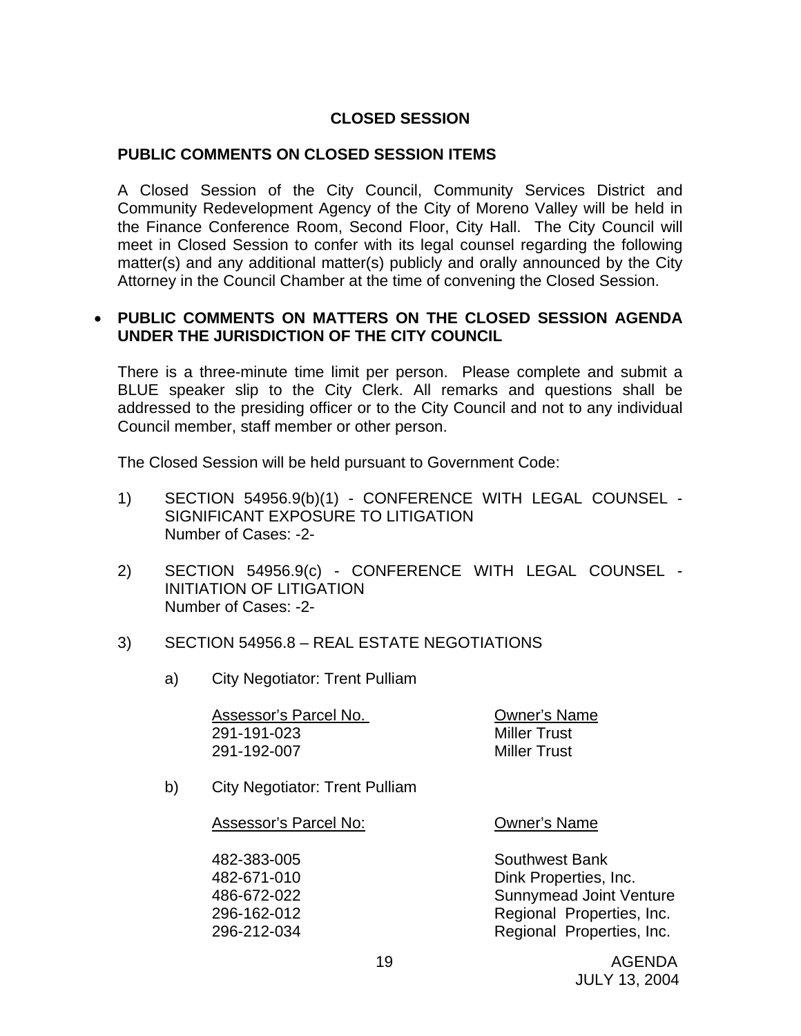## CLOSED SESSION

### PUBLIC COMMENTS ON CLOSED SESSION ITEMS

A Closed Session of the City Council, Community Services District and Community Redevelopment Agency of the City of Moreno Valley will be held in the Finance Conference Room, Second Floor, City Hall. The City Council will meet in Closed Session to confer with its legal counsel regarding the following matter(s) and any additional matter(s) publicly and orally announced by the City Attorney in the Council Chamber at the time of convening the Closed Session.

- **PUBLIC COMMENTS ON MATTERS ON THE CLOSED SESSION AGENDA UNDER THE JURISDICTION OF THE CITY COUNCIL**

There is a three-minute time limit per person. Please complete and submit a BLUE speaker slip to the City Clerk. All remarks and questions shall be addressed to the presiding officer or to the City Council and not to any individual Council member, staff member or other person.

The Closed Session will be held pursuant to Government Code:

1) SECTION 54956.9(b)(1) - CONFERENCE WITH LEGAL COUNSEL - SIGNIFICANT EXPOSURE TO LITIGATION
   Number of Cases: -2-

2) SECTION 54956.9(c) - CONFERENCE WITH LEGAL COUNSEL - INITIATION OF LITIGATION
   Number of Cases: -2-

3) SECTION 54956.8 – REAL ESTATE NEGOTIATIONS

   a) City Negotiator: Trent Pulliam

| Assessor's Parcel No. | Owner's Name |
|---|---|
| 291-191-023 | Miller Trust |
| 291-192-007 | Miller Trust |

   b) City Negotiator: Trent Pulliam

| Assessor's Parcel No: | Owner's Name |
|---|---|
| 482-383-005 | Southwest Bank |
| 482-671-010 | Dink Properties, Inc. |
| 486-672-022 | Sunnymead Joint Venture |
| 296-162-012 | Regional Properties, Inc. |
| 296-212-034 | Regional Properties, Inc. |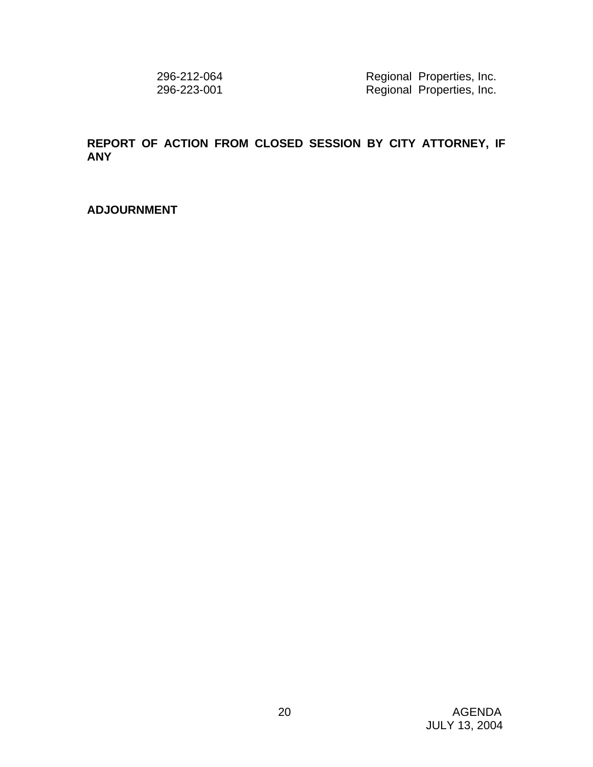| | |
|---|---|
| 296-212-064 | Regional Properties, Inc. |
| 296-223-001 | Regional Properties, Inc. |

**REPORT OF ACTION FROM CLOSED SESSION BY CITY ATTORNEY, IF ANY**

**ADJOURNMENT**